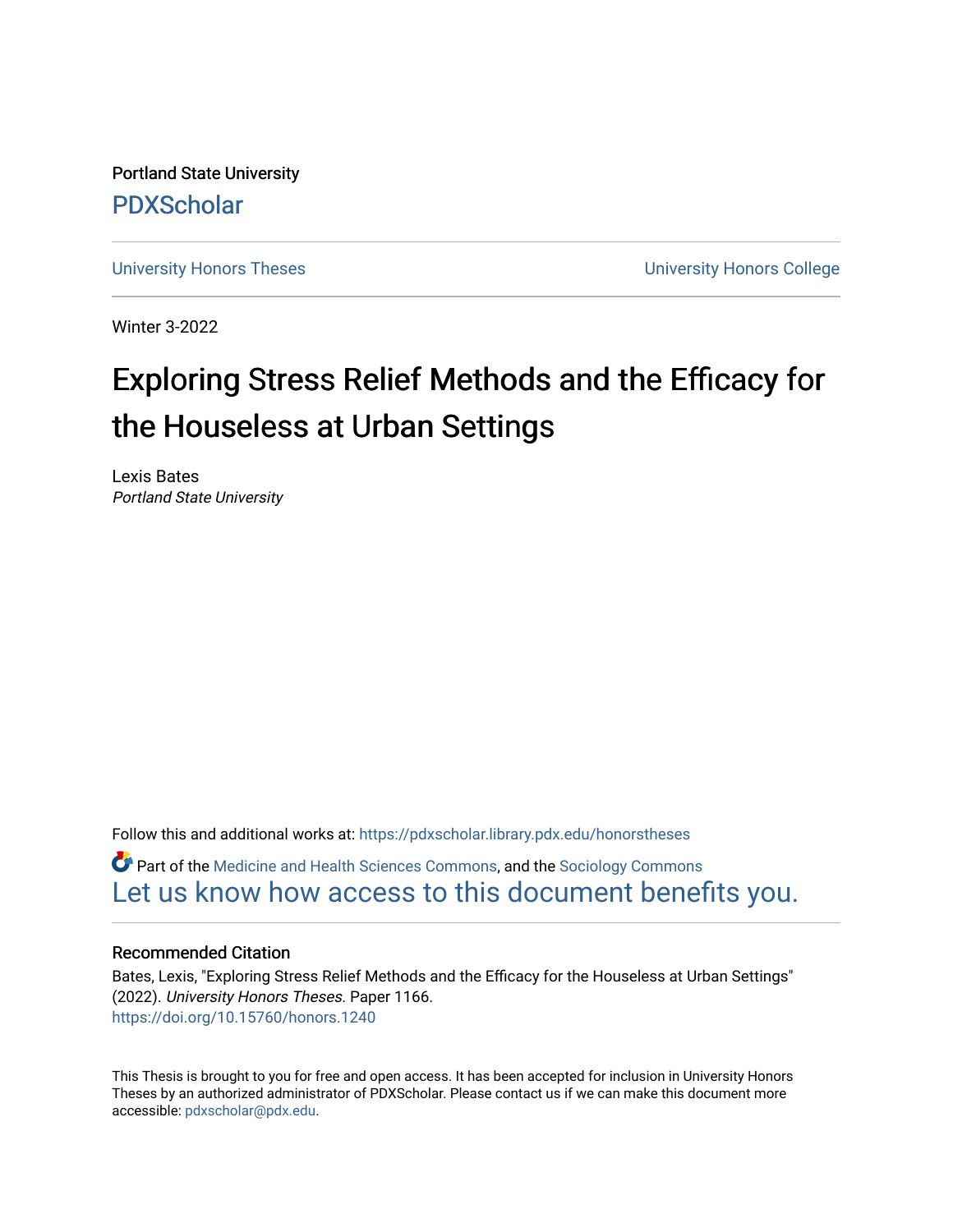Portland State University

PDXScholar

University Honors Theses University Honors College

Winter 3-2022

# Exploring Stress Relief Methods and the Efficacy for the Houseless at Urban Settings

Lexis Bates
*Portland State University*

Follow this and additional works at: https://pdxscholar.library.pdx.edu/honorstheses

Part of the Medicine and Health Sciences Commons, and the Sociology Commons
Let us know how access to this document benefits you.

### Recommended Citation

Bates, Lexis, "Exploring Stress Relief Methods and the Efficacy for the Houseless at Urban Settings" (2022). *University Honors Theses.* Paper 1166.
https://doi.org/10.15760/honors.1240

This Thesis is brought to you for free and open access. It has been accepted for inclusion in University Honors Theses by an authorized administrator of PDXScholar. Please contact us if we can make this document more accessible: pdxscholar@pdx.edu.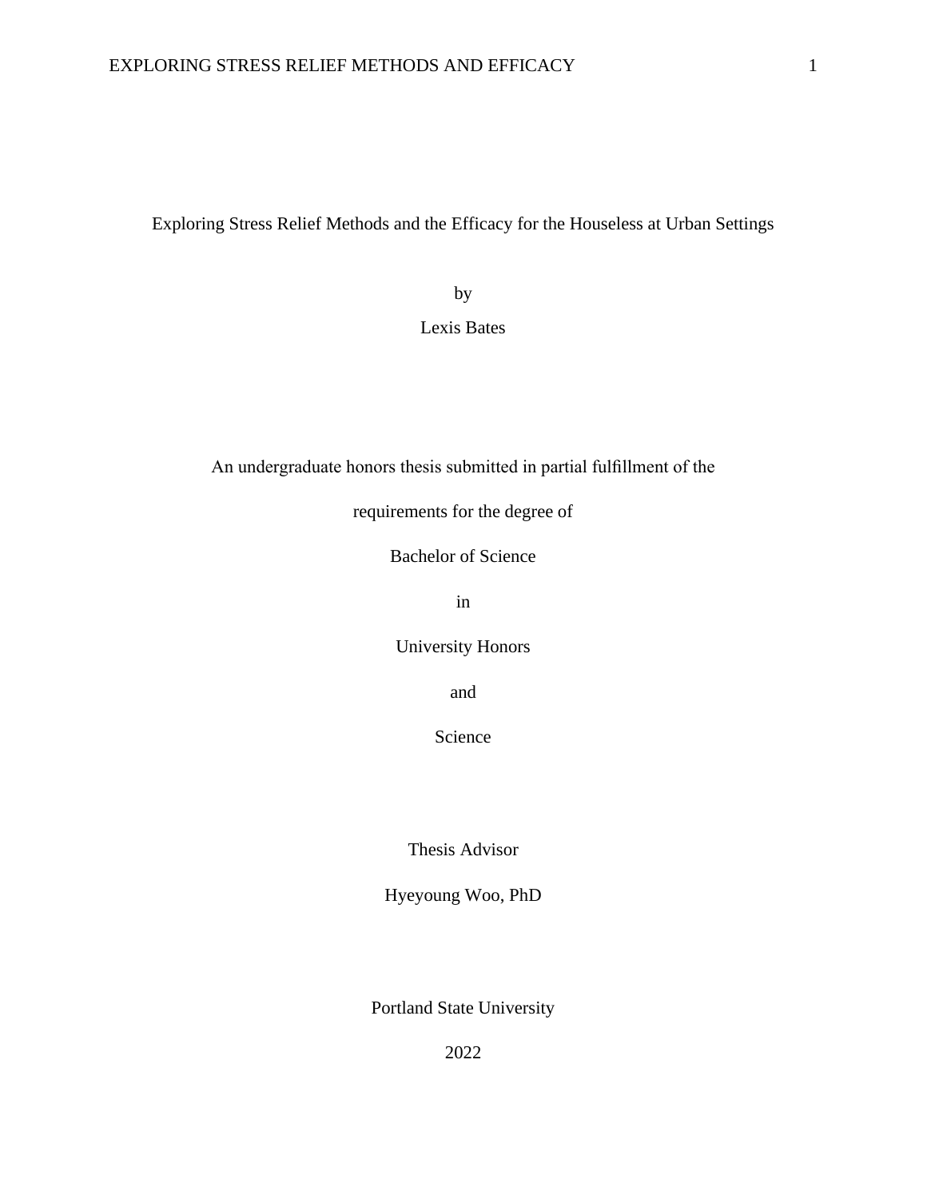# Exploring Stress Relief Methods and the Efficacy for the Houseless at Urban Settings

by

Lexis Bates

An undergraduate honors thesis submitted in partial fulfillment of the

requirements for the degree of

Bachelor of Science

in

University Honors

and

Science

Thesis Advisor

Hyeyoung Woo, PhD

Portland State University

2022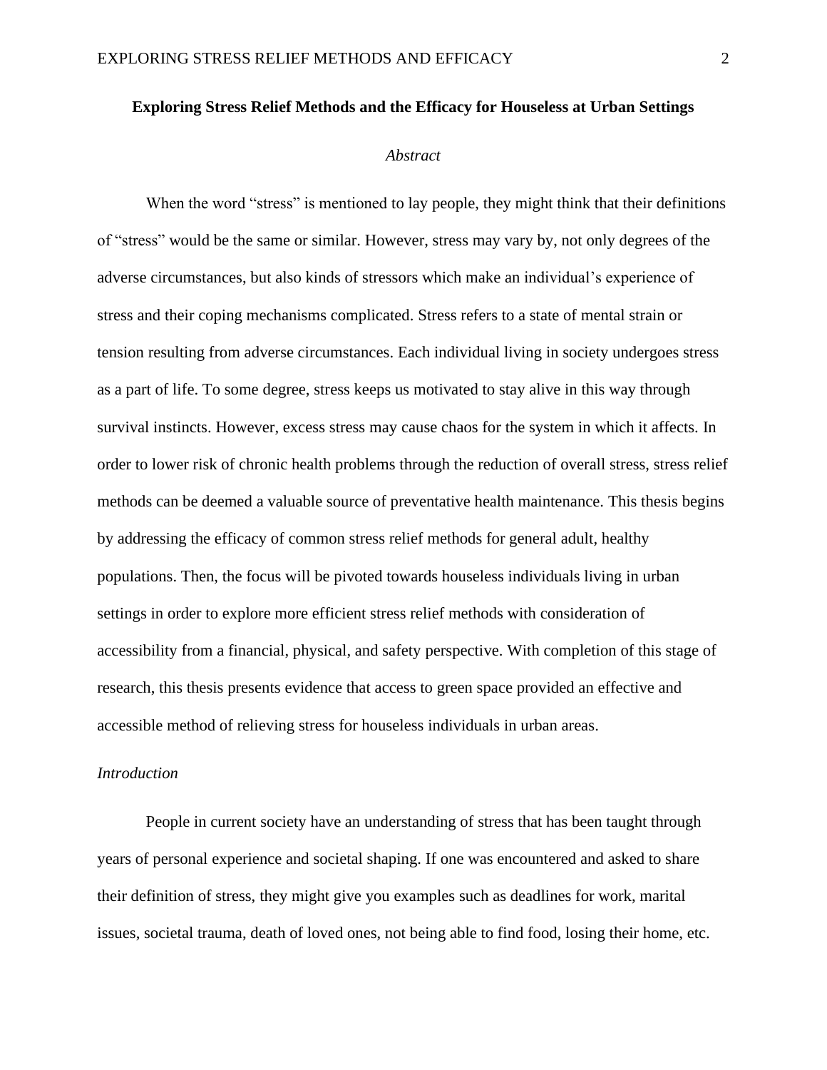**Exploring Stress Relief Methods and the Efficacy for Houseless at Urban Settings**

*Abstract*

When the word "stress" is mentioned to lay people, they might think that their definitions of "stress" would be the same or similar. However, stress may vary by, not only degrees of the adverse circumstances, but also kinds of stressors which make an individual's experience of stress and their coping mechanisms complicated. Stress refers to a state of mental strain or tension resulting from adverse circumstances. Each individual living in society undergoes stress as a part of life. To some degree, stress keeps us motivated to stay alive in this way through survival instincts. However, excess stress may cause chaos for the system in which it affects. In order to lower risk of chronic health problems through the reduction of overall stress, stress relief methods can be deemed a valuable source of preventative health maintenance. This thesis begins by addressing the efficacy of common stress relief methods for general adult, healthy populations. Then, the focus will be pivoted towards houseless individuals living in urban settings in order to explore more efficient stress relief methods with consideration of accessibility from a financial, physical, and safety perspective. With completion of this stage of research, this thesis presents evidence that access to green space provided an effective and accessible method of relieving stress for houseless individuals in urban areas.

*Introduction*

People in current society have an understanding of stress that has been taught through years of personal experience and societal shaping. If one was encountered and asked to share their definition of stress, they might give you examples such as deadlines for work, marital issues, societal trauma, death of loved ones, not being able to find food, losing their home, etc.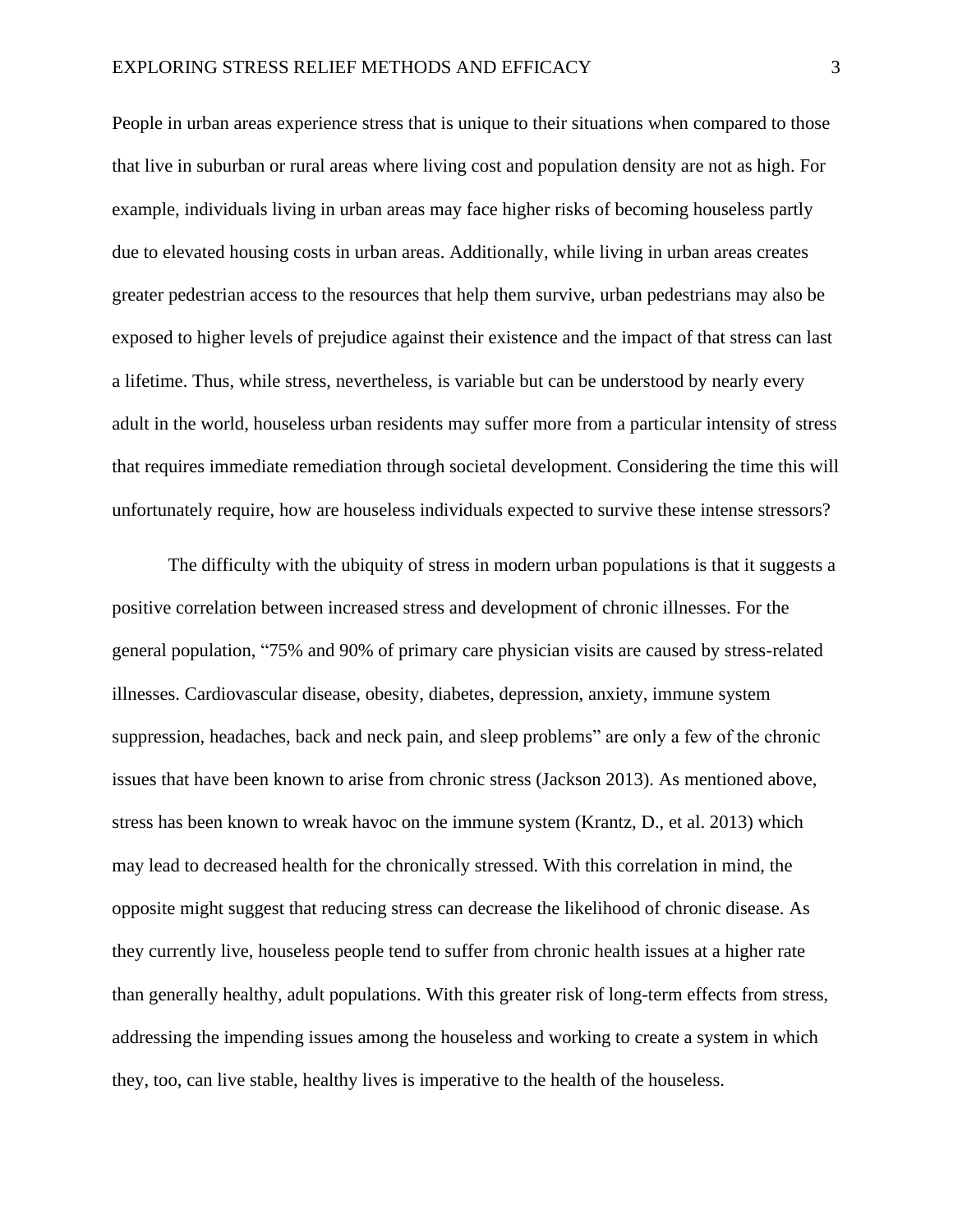People in urban areas experience stress that is unique to their situations when compared to those that live in suburban or rural areas where living cost and population density are not as high. For example, individuals living in urban areas may face higher risks of becoming houseless partly due to elevated housing costs in urban areas. Additionally, while living in urban areas creates greater pedestrian access to the resources that help them survive, urban pedestrians may also be exposed to higher levels of prejudice against their existence and the impact of that stress can last a lifetime. Thus, while stress, nevertheless, is variable but can be understood by nearly every adult in the world, houseless urban residents may suffer more from a particular intensity of stress that requires immediate remediation through societal development. Considering the time this will unfortunately require, how are houseless individuals expected to survive these intense stressors?

The difficulty with the ubiquity of stress in modern urban populations is that it suggests a positive correlation between increased stress and development of chronic illnesses. For the general population, "75% and 90% of primary care physician visits are caused by stress-related illnesses. Cardiovascular disease, obesity, diabetes, depression, anxiety, immune system suppression, headaches, back and neck pain, and sleep problems" are only a few of the chronic issues that have been known to arise from chronic stress (Jackson 2013). As mentioned above, stress has been known to wreak havoc on the immune system (Krantz, D., et al. 2013) which may lead to decreased health for the chronically stressed. With this correlation in mind, the opposite might suggest that reducing stress can decrease the likelihood of chronic disease. As they currently live, houseless people tend to suffer from chronic health issues at a higher rate than generally healthy, adult populations. With this greater risk of long-term effects from stress, addressing the impending issues among the houseless and working to create a system in which they, too, can live stable, healthy lives is imperative to the health of the houseless.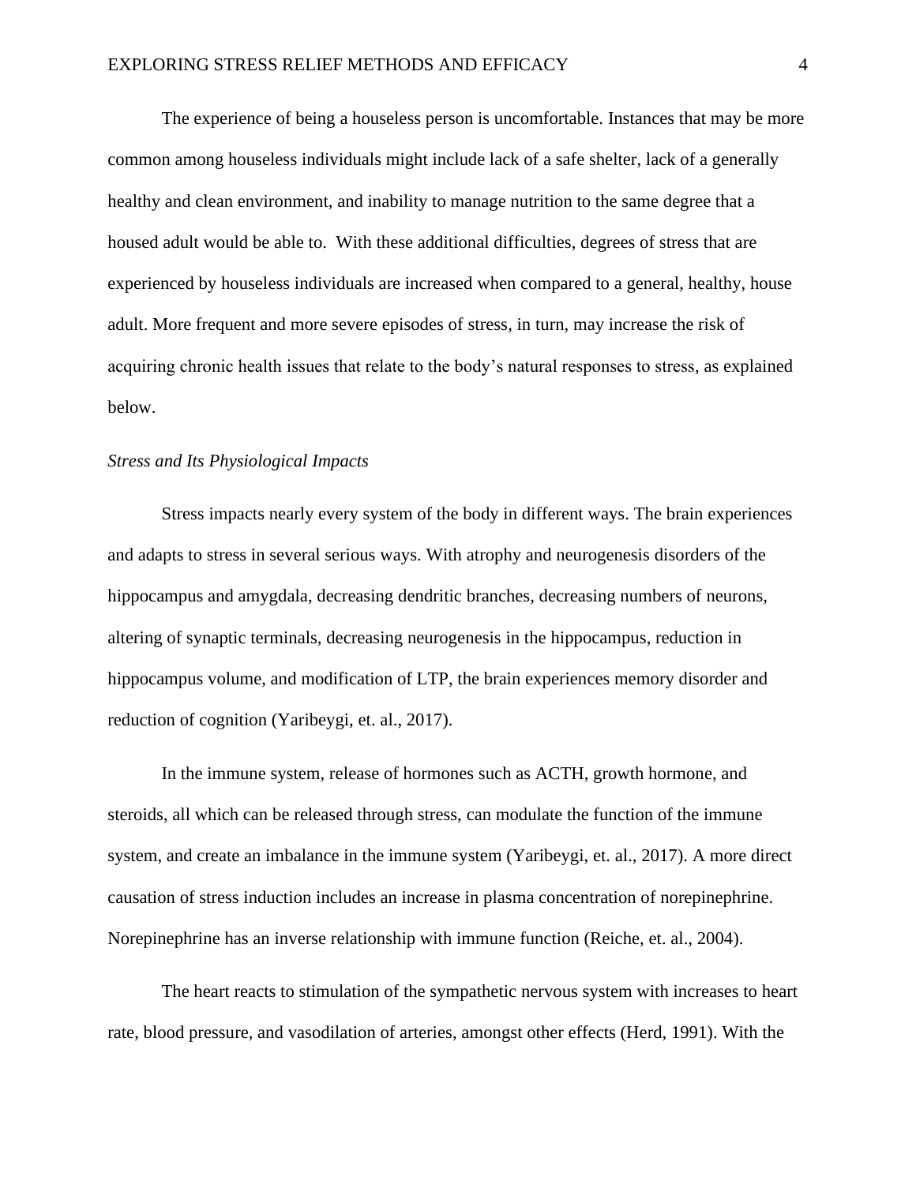The experience of being a houseless person is uncomfortable. Instances that may be more common among houseless individuals might include lack of a safe shelter, lack of a generally healthy and clean environment, and inability to manage nutrition to the same degree that a housed adult would be able to.  With these additional difficulties, degrees of stress that are experienced by houseless individuals are increased when compared to a general, healthy, house adult. More frequent and more severe episodes of stress, in turn, may increase the risk of acquiring chronic health issues that relate to the body's natural responses to stress, as explained below.

*Stress and Its Physiological Impacts*

Stress impacts nearly every system of the body in different ways. The brain experiences and adapts to stress in several serious ways. With atrophy and neurogenesis disorders of the hippocampus and amygdala, decreasing dendritic branches, decreasing numbers of neurons, altering of synaptic terminals, decreasing neurogenesis in the hippocampus, reduction in hippocampus volume, and modification of LTP, the brain experiences memory disorder and reduction of cognition (Yaribeygi, et. al., 2017).

In the immune system, release of hormones such as ACTH, growth hormone, and steroids, all which can be released through stress, can modulate the function of the immune system, and create an imbalance in the immune system (Yaribeygi, et. al., 2017). A more direct causation of stress induction includes an increase in plasma concentration of norepinephrine. Norepinephrine has an inverse relationship with immune function (Reiche, et. al., 2004).

The heart reacts to stimulation of the sympathetic nervous system with increases to heart rate, blood pressure, and vasodilation of arteries, amongst other effects (Herd, 1991). With the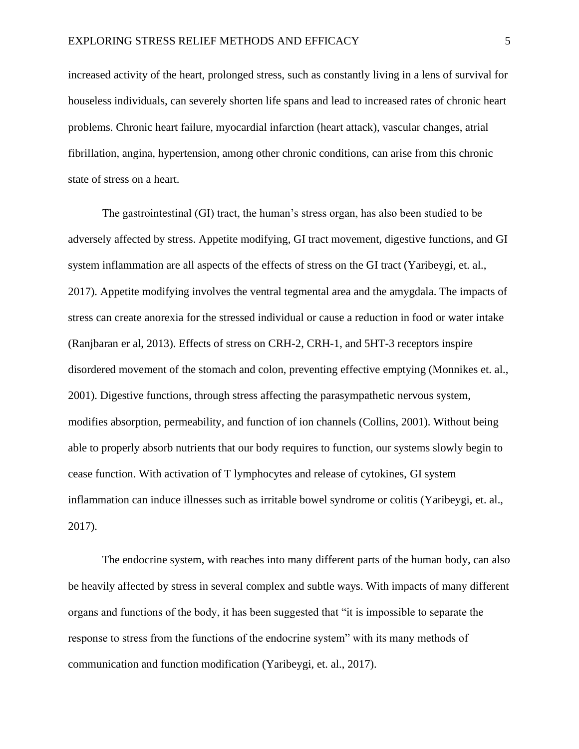increased activity of the heart, prolonged stress, such as constantly living in a lens of survival for houseless individuals, can severely shorten life spans and lead to increased rates of chronic heart problems. Chronic heart failure, myocardial infarction (heart attack), vascular changes, atrial fibrillation, angina, hypertension, among other chronic conditions, can arise from this chronic state of stress on a heart.

The gastrointestinal (GI) tract, the human's stress organ, has also been studied to be adversely affected by stress. Appetite modifying, GI tract movement, digestive functions, and GI system inflammation are all aspects of the effects of stress on the GI tract (Yaribeygi, et. al., 2017). Appetite modifying involves the ventral tegmental area and the amygdala. The impacts of stress can create anorexia for the stressed individual or cause a reduction in food or water intake (Ranjbaran er al, 2013). Effects of stress on CRH-2, CRH-1, and 5HT-3 receptors inspire disordered movement of the stomach and colon, preventing effective emptying (Monnikes et. al., 2001). Digestive functions, through stress affecting the parasympathetic nervous system, modifies absorption, permeability, and function of ion channels (Collins, 2001). Without being able to properly absorb nutrients that our body requires to function, our systems slowly begin to cease function. With activation of T lymphocytes and release of cytokines, GI system inflammation can induce illnesses such as irritable bowel syndrome or colitis (Yaribeygi, et. al., 2017).

The endocrine system, with reaches into many different parts of the human body, can also be heavily affected by stress in several complex and subtle ways. With impacts of many different organs and functions of the body, it has been suggested that "it is impossible to separate the response to stress from the functions of the endocrine system" with its many methods of communication and function modification (Yaribeygi, et. al., 2017).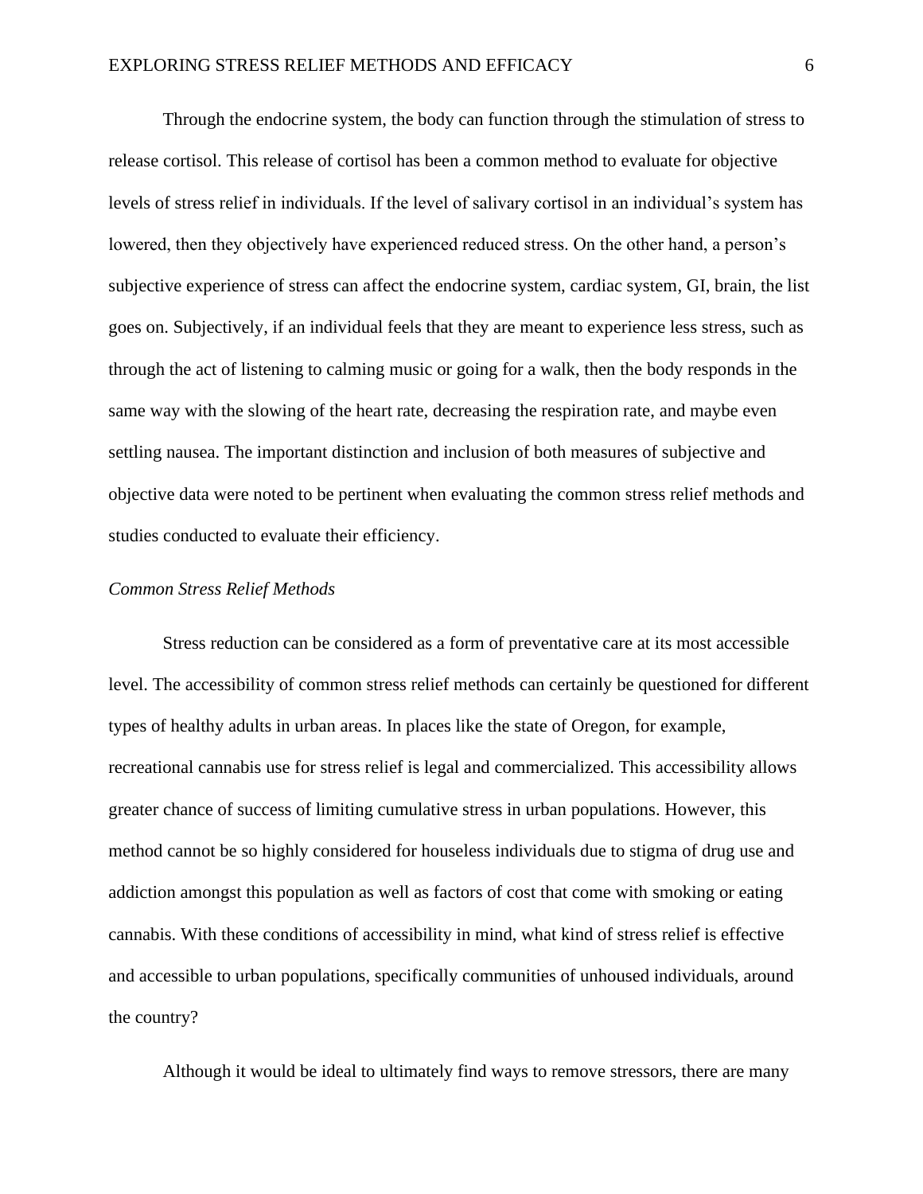Through the endocrine system, the body can function through the stimulation of stress to release cortisol. This release of cortisol has been a common method to evaluate for objective levels of stress relief in individuals. If the level of salivary cortisol in an individual's system has lowered, then they objectively have experienced reduced stress. On the other hand, a person's subjective experience of stress can affect the endocrine system, cardiac system, GI, brain, the list goes on. Subjectively, if an individual feels that they are meant to experience less stress, such as through the act of listening to calming music or going for a walk, then the body responds in the same way with the slowing of the heart rate, decreasing the respiration rate, and maybe even settling nausea. The important distinction and inclusion of both measures of subjective and objective data were noted to be pertinent when evaluating the common stress relief methods and studies conducted to evaluate their efficiency.

*Common Stress Relief Methods*

Stress reduction can be considered as a form of preventative care at its most accessible level. The accessibility of common stress relief methods can certainly be questioned for different types of healthy adults in urban areas. In places like the state of Oregon, for example, recreational cannabis use for stress relief is legal and commercialized. This accessibility allows greater chance of success of limiting cumulative stress in urban populations. However, this method cannot be so highly considered for houseless individuals due to stigma of drug use and addiction amongst this population as well as factors of cost that come with smoking or eating cannabis. With these conditions of accessibility in mind, what kind of stress relief is effective and accessible to urban populations, specifically communities of unhoused individuals, around the country?

Although it would be ideal to ultimately find ways to remove stressors, there are many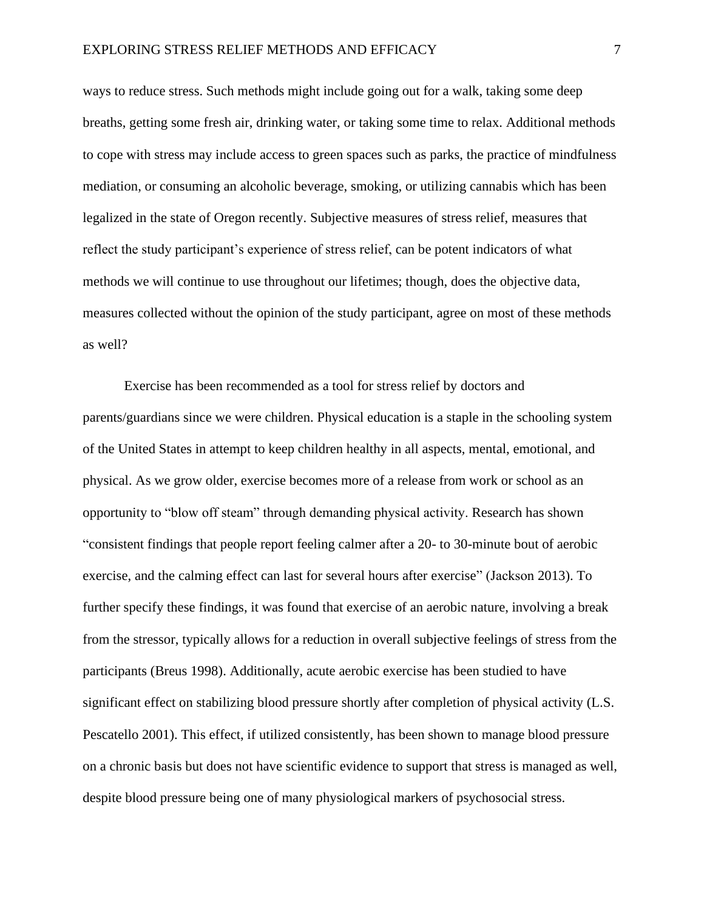ways to reduce stress. Such methods might include going out for a walk, taking some deep breaths, getting some fresh air, drinking water, or taking some time to relax. Additional methods to cope with stress may include access to green spaces such as parks, the practice of mindfulness mediation, or consuming an alcoholic beverage, smoking, or utilizing cannabis which has been legalized in the state of Oregon recently. Subjective measures of stress relief, measures that reflect the study participant's experience of stress relief, can be potent indicators of what methods we will continue to use throughout our lifetimes; though, does the objective data, measures collected without the opinion of the study participant, agree on most of these methods as well?

Exercise has been recommended as a tool for stress relief by doctors and parents/guardians since we were children. Physical education is a staple in the schooling system of the United States in attempt to keep children healthy in all aspects, mental, emotional, and physical. As we grow older, exercise becomes more of a release from work or school as an opportunity to "blow off steam" through demanding physical activity. Research has shown "consistent findings that people report feeling calmer after a 20- to 30-minute bout of aerobic exercise, and the calming effect can last for several hours after exercise" (Jackson 2013). To further specify these findings, it was found that exercise of an aerobic nature, involving a break from the stressor, typically allows for a reduction in overall subjective feelings of stress from the participants (Breus 1998). Additionally, acute aerobic exercise has been studied to have significant effect on stabilizing blood pressure shortly after completion of physical activity (L.S. Pescatello 2001). This effect, if utilized consistently, has been shown to manage blood pressure on a chronic basis but does not have scientific evidence to support that stress is managed as well, despite blood pressure being one of many physiological markers of psychosocial stress.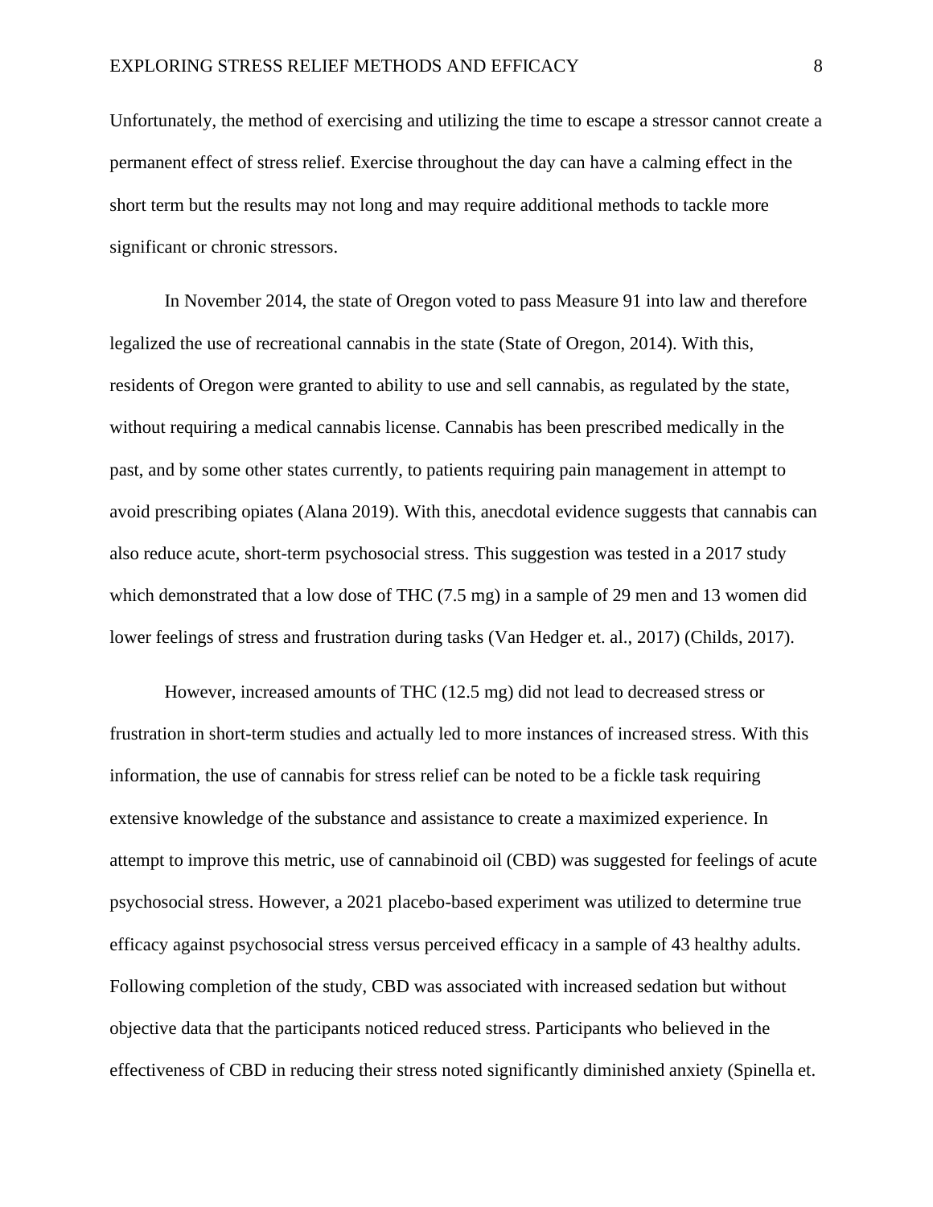Unfortunately, the method of exercising and utilizing the time to escape a stressor cannot create a permanent effect of stress relief. Exercise throughout the day can have a calming effect in the short term but the results may not long and may require additional methods to tackle more significant or chronic stressors.

In November 2014, the state of Oregon voted to pass Measure 91 into law and therefore legalized the use of recreational cannabis in the state (State of Oregon, 2014). With this, residents of Oregon were granted to ability to use and sell cannabis, as regulated by the state, without requiring a medical cannabis license. Cannabis has been prescribed medically in the past, and by some other states currently, to patients requiring pain management in attempt to avoid prescribing opiates (Alana 2019). With this, anecdotal evidence suggests that cannabis can also reduce acute, short-term psychosocial stress. This suggestion was tested in a 2017 study which demonstrated that a low dose of THC (7.5 mg) in a sample of 29 men and 13 women did lower feelings of stress and frustration during tasks (Van Hedger et. al., 2017) (Childs, 2017).

However, increased amounts of THC (12.5 mg) did not lead to decreased stress or frustration in short-term studies and actually led to more instances of increased stress. With this information, the use of cannabis for stress relief can be noted to be a fickle task requiring extensive knowledge of the substance and assistance to create a maximized experience. In attempt to improve this metric, use of cannabinoid oil (CBD) was suggested for feelings of acute psychosocial stress. However, a 2021 placebo-based experiment was utilized to determine true efficacy against psychosocial stress versus perceived efficacy in a sample of 43 healthy adults. Following completion of the study, CBD was associated with increased sedation but without objective data that the participants noticed reduced stress. Participants who believed in the effectiveness of CBD in reducing their stress noted significantly diminished anxiety (Spinella et.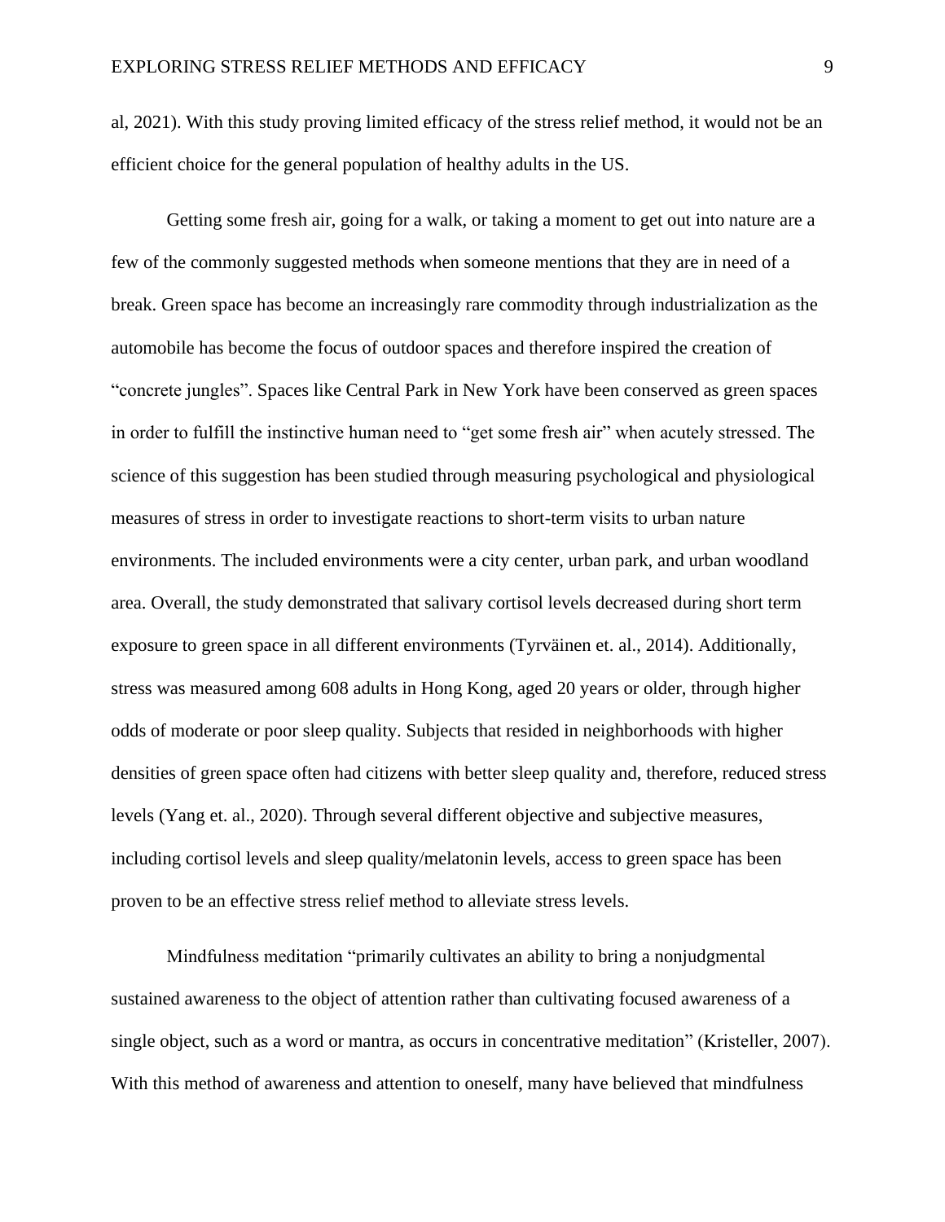al, 2021). With this study proving limited efficacy of the stress relief method, it would not be an efficient choice for the general population of healthy adults in the US.

Getting some fresh air, going for a walk, or taking a moment to get out into nature are a few of the commonly suggested methods when someone mentions that they are in need of a break. Green space has become an increasingly rare commodity through industrialization as the automobile has become the focus of outdoor spaces and therefore inspired the creation of "concrete jungles". Spaces like Central Park in New York have been conserved as green spaces in order to fulfill the instinctive human need to "get some fresh air" when acutely stressed. The science of this suggestion has been studied through measuring psychological and physiological measures of stress in order to investigate reactions to short-term visits to urban nature environments. The included environments were a city center, urban park, and urban woodland area. Overall, the study demonstrated that salivary cortisol levels decreased during short term exposure to green space in all different environments (Tyrväinen et. al., 2014). Additionally, stress was measured among 608 adults in Hong Kong, aged 20 years or older, through higher odds of moderate or poor sleep quality. Subjects that resided in neighborhoods with higher densities of green space often had citizens with better sleep quality and, therefore, reduced stress levels (Yang et. al., 2020). Through several different objective and subjective measures, including cortisol levels and sleep quality/melatonin levels, access to green space has been proven to be an effective stress relief method to alleviate stress levels.

Mindfulness meditation "primarily cultivates an ability to bring a nonjudgmental sustained awareness to the object of attention rather than cultivating focused awareness of a single object, such as a word or mantra, as occurs in concentrative meditation" (Kristeller, 2007). With this method of awareness and attention to oneself, many have believed that mindfulness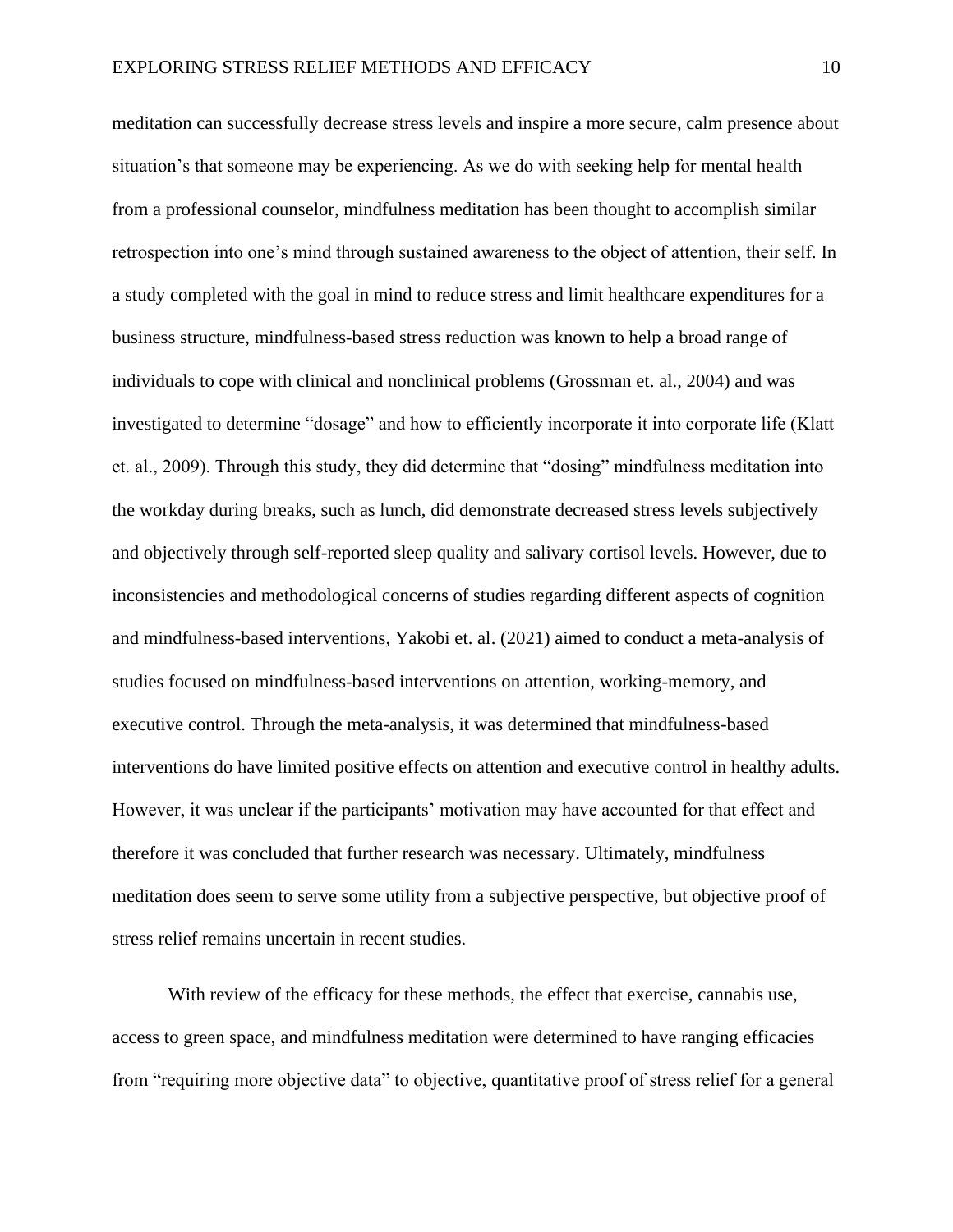meditation can successfully decrease stress levels and inspire a more secure, calm presence about situation's that someone may be experiencing. As we do with seeking help for mental health from a professional counselor, mindfulness meditation has been thought to accomplish similar retrospection into one's mind through sustained awareness to the object of attention, their self. In a study completed with the goal in mind to reduce stress and limit healthcare expenditures for a business structure, mindfulness-based stress reduction was known to help a broad range of individuals to cope with clinical and nonclinical problems (Grossman et. al., 2004) and was investigated to determine "dosage" and how to efficiently incorporate it into corporate life (Klatt et. al., 2009). Through this study, they did determine that "dosing" mindfulness meditation into the workday during breaks, such as lunch, did demonstrate decreased stress levels subjectively and objectively through self-reported sleep quality and salivary cortisol levels. However, due to inconsistencies and methodological concerns of studies regarding different aspects of cognition and mindfulness-based interventions, Yakobi et. al. (2021) aimed to conduct a meta-analysis of studies focused on mindfulness-based interventions on attention, working-memory, and executive control. Through the meta-analysis, it was determined that mindfulness-based interventions do have limited positive effects on attention and executive control in healthy adults. However, it was unclear if the participants' motivation may have accounted for that effect and therefore it was concluded that further research was necessary. Ultimately, mindfulness meditation does seem to serve some utility from a subjective perspective, but objective proof of stress relief remains uncertain in recent studies.

With review of the efficacy for these methods, the effect that exercise, cannabis use, access to green space, and mindfulness meditation were determined to have ranging efficacies from "requiring more objective data" to objective, quantitative proof of stress relief for a general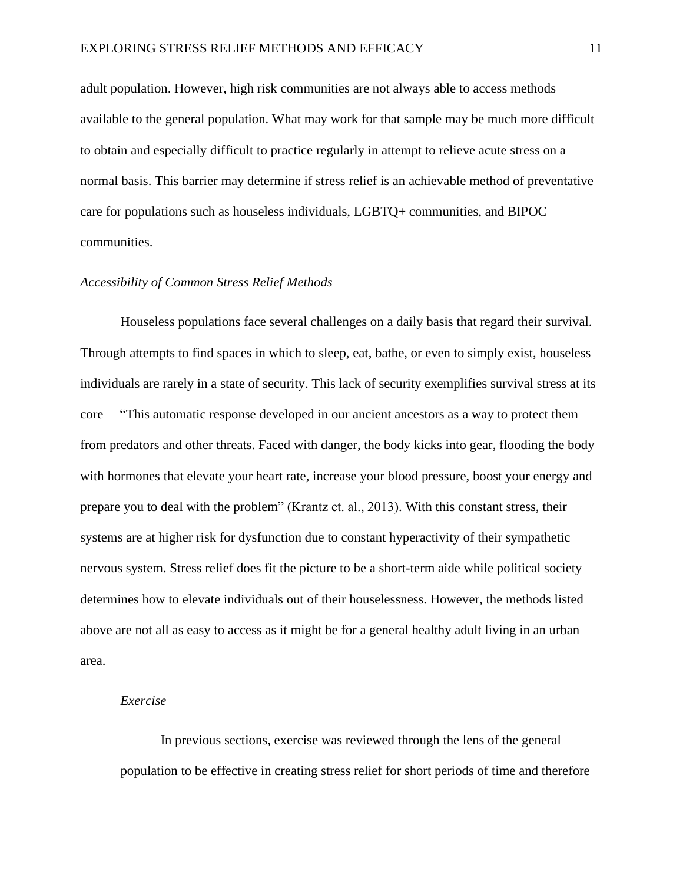adult population. However, high risk communities are not always able to access methods available to the general population. What may work for that sample may be much more difficult to obtain and especially difficult to practice regularly in attempt to relieve acute stress on a normal basis. This barrier may determine if stress relief is an achievable method of preventative care for populations such as houseless individuals, LGBTQ+ communities, and BIPOC communities.

### *Accessibility of Common Stress Relief Methods*

Houseless populations face several challenges on a daily basis that regard their survival. Through attempts to find spaces in which to sleep, eat, bathe, or even to simply exist, houseless individuals are rarely in a state of security. This lack of security exemplifies survival stress at its core— "This automatic response developed in our ancient ancestors as a way to protect them from predators and other threats. Faced with danger, the body kicks into gear, flooding the body with hormones that elevate your heart rate, increase your blood pressure, boost your energy and prepare you to deal with the problem" (Krantz et. al., 2013). With this constant stress, their systems are at higher risk for dysfunction due to constant hyperactivity of their sympathetic nervous system. Stress relief does fit the picture to be a short-term aide while political society determines how to elevate individuals out of their houselessness. However, the methods listed above are not all as easy to access as it might be for a general healthy adult living in an urban area.

#### *Exercise*

In previous sections, exercise was reviewed through the lens of the general population to be effective in creating stress relief for short periods of time and therefore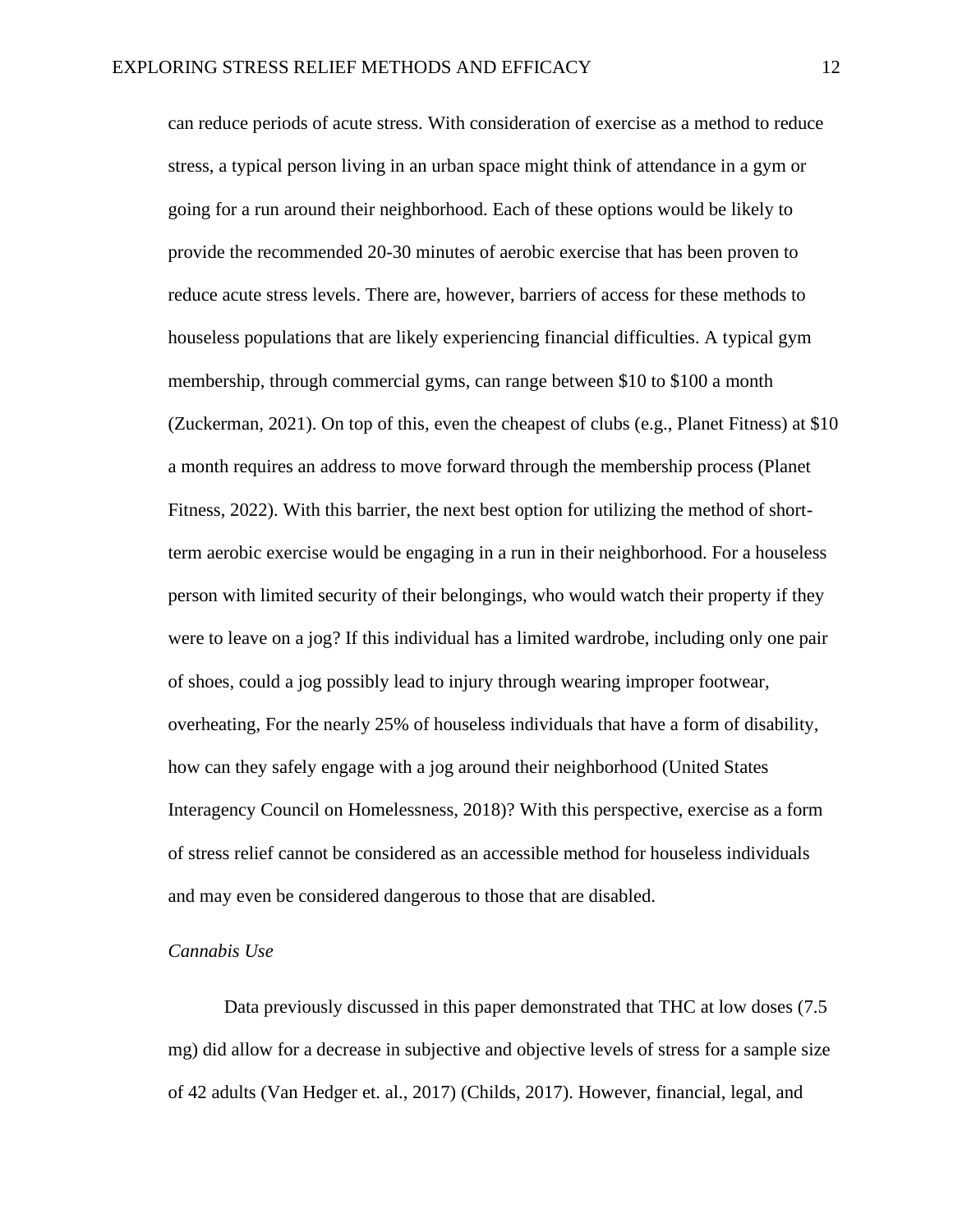can reduce periods of acute stress. With consideration of exercise as a method to reduce stress, a typical person living in an urban space might think of attendance in a gym or going for a run around their neighborhood. Each of these options would be likely to provide the recommended 20-30 minutes of aerobic exercise that has been proven to reduce acute stress levels. There are, however, barriers of access for these methods to houseless populations that are likely experiencing financial difficulties. A typical gym membership, through commercial gyms, can range between $10 to $100 a month (Zuckerman, 2021). On top of this, even the cheapest of clubs (e.g., Planet Fitness) at $10 a month requires an address to move forward through the membership process (Planet Fitness, 2022). With this barrier, the next best option for utilizing the method of short-term aerobic exercise would be engaging in a run in their neighborhood. For a houseless person with limited security of their belongings, who would watch their property if they were to leave on a jog? If this individual has a limited wardrobe, including only one pair of shoes, could a jog possibly lead to injury through wearing improper footwear, overheating, For the nearly 25% of houseless individuals that have a form of disability, how can they safely engage with a jog around their neighborhood (United States Interagency Council on Homelessness, 2018)? With this perspective, exercise as a form of stress relief cannot be considered as an accessible method for houseless individuals and may even be considered dangerous to those that are disabled.

*Cannabis Use*

Data previously discussed in this paper demonstrated that THC at low doses (7.5 mg) did allow for a decrease in subjective and objective levels of stress for a sample size of 42 adults (Van Hedger et. al., 2017) (Childs, 2017). However, financial, legal, and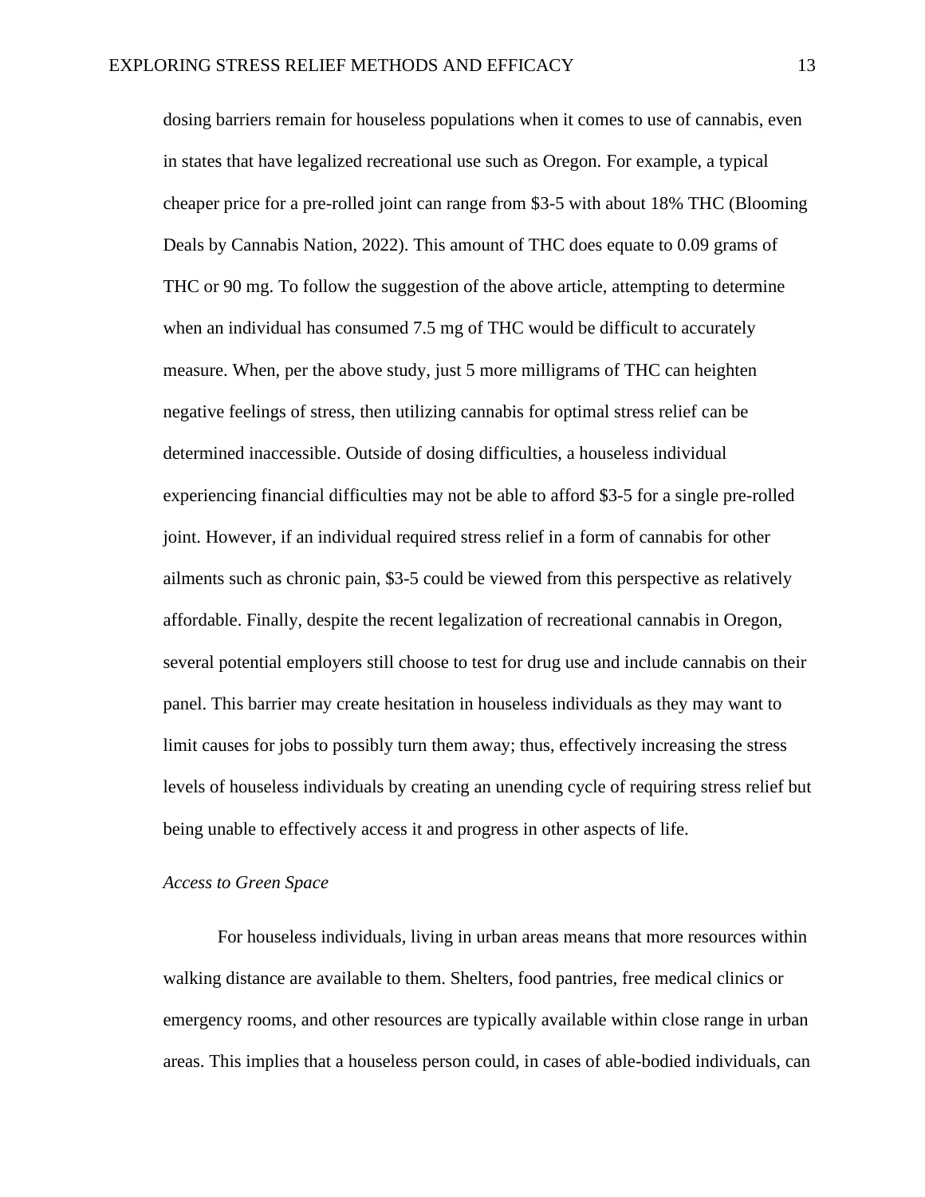dosing barriers remain for houseless populations when it comes to use of cannabis, even in states that have legalized recreational use such as Oregon. For example, a typical cheaper price for a pre-rolled joint can range from $3-5 with about 18% THC (Blooming Deals by Cannabis Nation, 2022). This amount of THC does equate to 0.09 grams of THC or 90 mg. To follow the suggestion of the above article, attempting to determine when an individual has consumed 7.5 mg of THC would be difficult to accurately measure. When, per the above study, just 5 more milligrams of THC can heighten negative feelings of stress, then utilizing cannabis for optimal stress relief can be determined inaccessible. Outside of dosing difficulties, a houseless individual experiencing financial difficulties may not be able to afford $3-5 for a single pre-rolled joint. However, if an individual required stress relief in a form of cannabis for other ailments such as chronic pain, $3-5 could be viewed from this perspective as relatively affordable. Finally, despite the recent legalization of recreational cannabis in Oregon, several potential employers still choose to test for drug use and include cannabis on their panel. This barrier may create hesitation in houseless individuals as they may want to limit causes for jobs to possibly turn them away; thus, effectively increasing the stress levels of houseless individuals by creating an unending cycle of requiring stress relief but being unable to effectively access it and progress in other aspects of life.

*Access to Green Space*

For houseless individuals, living in urban areas means that more resources within walking distance are available to them. Shelters, food pantries, free medical clinics or emergency rooms, and other resources are typically available within close range in urban areas. This implies that a houseless person could, in cases of able-bodied individuals, can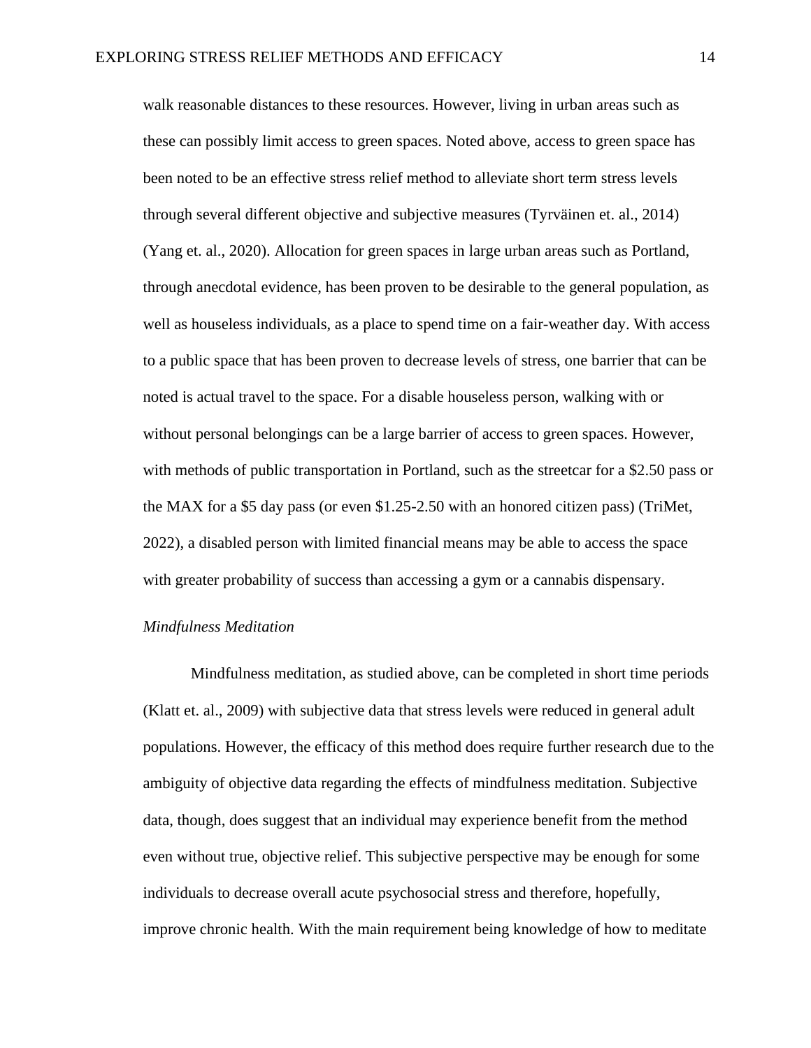walk reasonable distances to these resources. However, living in urban areas such as these can possibly limit access to green spaces. Noted above, access to green space has been noted to be an effective stress relief method to alleviate short term stress levels through several different objective and subjective measures (Tyrväinen et. al., 2014) (Yang et. al., 2020). Allocation for green spaces in large urban areas such as Portland, through anecdotal evidence, has been proven to be desirable to the general population, as well as houseless individuals, as a place to spend time on a fair-weather day. With access to a public space that has been proven to decrease levels of stress, one barrier that can be noted is actual travel to the space. For a disable houseless person, walking with or without personal belongings can be a large barrier of access to green spaces. However, with methods of public transportation in Portland, such as the streetcar for a $2.50 pass or the MAX for a $5 day pass (or even $1.25-2.50 with an honored citizen pass) (TriMet, 2022), a disabled person with limited financial means may be able to access the space with greater probability of success than accessing a gym or a cannabis dispensary.

*Mindfulness Meditation*

Mindfulness meditation, as studied above, can be completed in short time periods (Klatt et. al., 2009) with subjective data that stress levels were reduced in general adult populations. However, the efficacy of this method does require further research due to the ambiguity of objective data regarding the effects of mindfulness meditation. Subjective data, though, does suggest that an individual may experience benefit from the method even without true, objective relief. This subjective perspective may be enough for some individuals to decrease overall acute psychosocial stress and therefore, hopefully, improve chronic health. With the main requirement being knowledge of how to meditate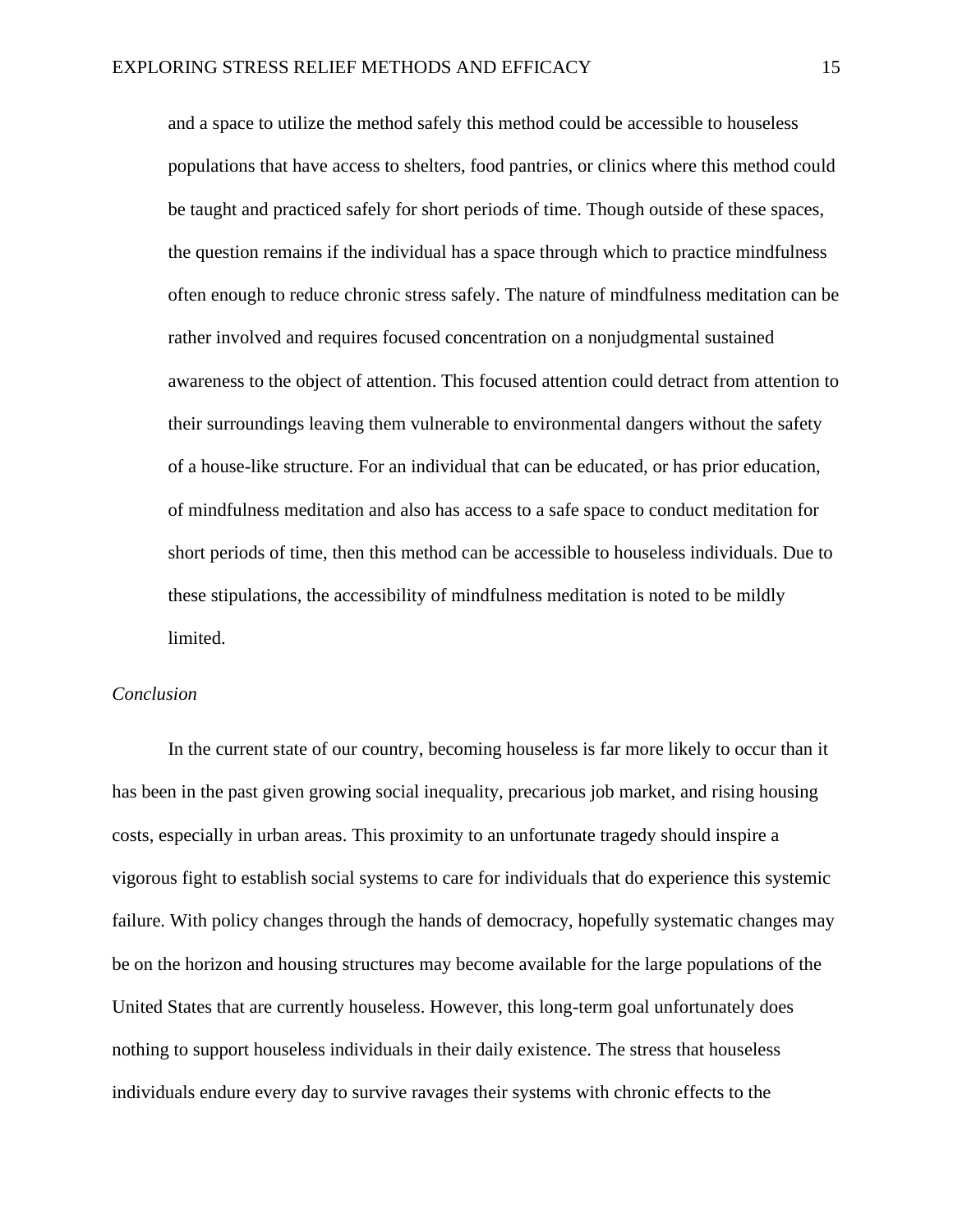and a space to utilize the method safely this method could be accessible to houseless populations that have access to shelters, food pantries, or clinics where this method could be taught and practiced safely for short periods of time. Though outside of these spaces, the question remains if the individual has a space through which to practice mindfulness often enough to reduce chronic stress safely. The nature of mindfulness meditation can be rather involved and requires focused concentration on a nonjudgmental sustained awareness to the object of attention. This focused attention could detract from attention to their surroundings leaving them vulnerable to environmental dangers without the safety of a house-like structure. For an individual that can be educated, or has prior education, of mindfulness meditation and also has access to a safe space to conduct meditation for short periods of time, then this method can be accessible to houseless individuals. Due to these stipulations, the accessibility of mindfulness meditation is noted to be mildly limited.

*Conclusion*

In the current state of our country, becoming houseless is far more likely to occur than it has been in the past given growing social inequality, precarious job market, and rising housing costs, especially in urban areas. This proximity to an unfortunate tragedy should inspire a vigorous fight to establish social systems to care for individuals that do experience this systemic failure. With policy changes through the hands of democracy, hopefully systematic changes may be on the horizon and housing structures may become available for the large populations of the United States that are currently houseless. However, this long-term goal unfortunately does nothing to support houseless individuals in their daily existence. The stress that houseless individuals endure every day to survive ravages their systems with chronic effects to the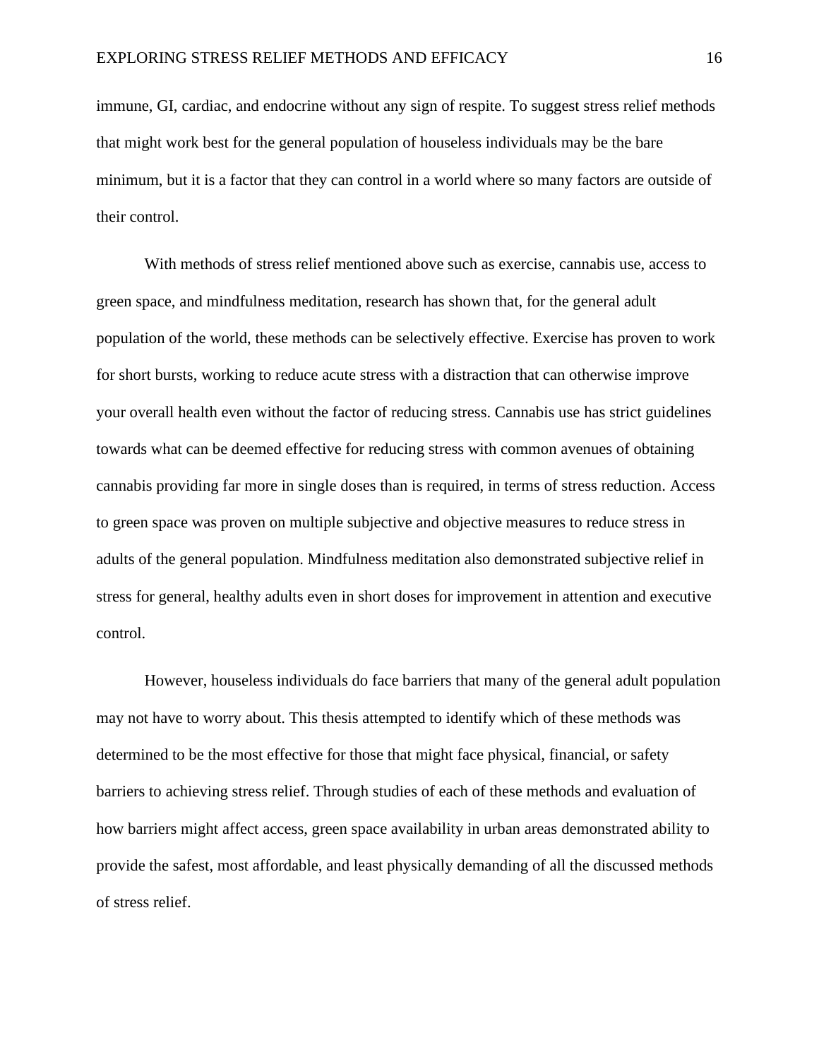immune, GI, cardiac, and endocrine without any sign of respite. To suggest stress relief methods that might work best for the general population of houseless individuals may be the bare minimum, but it is a factor that they can control in a world where so many factors are outside of their control.

With methods of stress relief mentioned above such as exercise, cannabis use, access to green space, and mindfulness meditation, research has shown that, for the general adult population of the world, these methods can be selectively effective. Exercise has proven to work for short bursts, working to reduce acute stress with a distraction that can otherwise improve your overall health even without the factor of reducing stress. Cannabis use has strict guidelines towards what can be deemed effective for reducing stress with common avenues of obtaining cannabis providing far more in single doses than is required, in terms of stress reduction. Access to green space was proven on multiple subjective and objective measures to reduce stress in adults of the general population. Mindfulness meditation also demonstrated subjective relief in stress for general, healthy adults even in short doses for improvement in attention and executive control.

However, houseless individuals do face barriers that many of the general adult population may not have to worry about. This thesis attempted to identify which of these methods was determined to be the most effective for those that might face physical, financial, or safety barriers to achieving stress relief. Through studies of each of these methods and evaluation of how barriers might affect access, green space availability in urban areas demonstrated ability to provide the safest, most affordable, and least physically demanding of all the discussed methods of stress relief.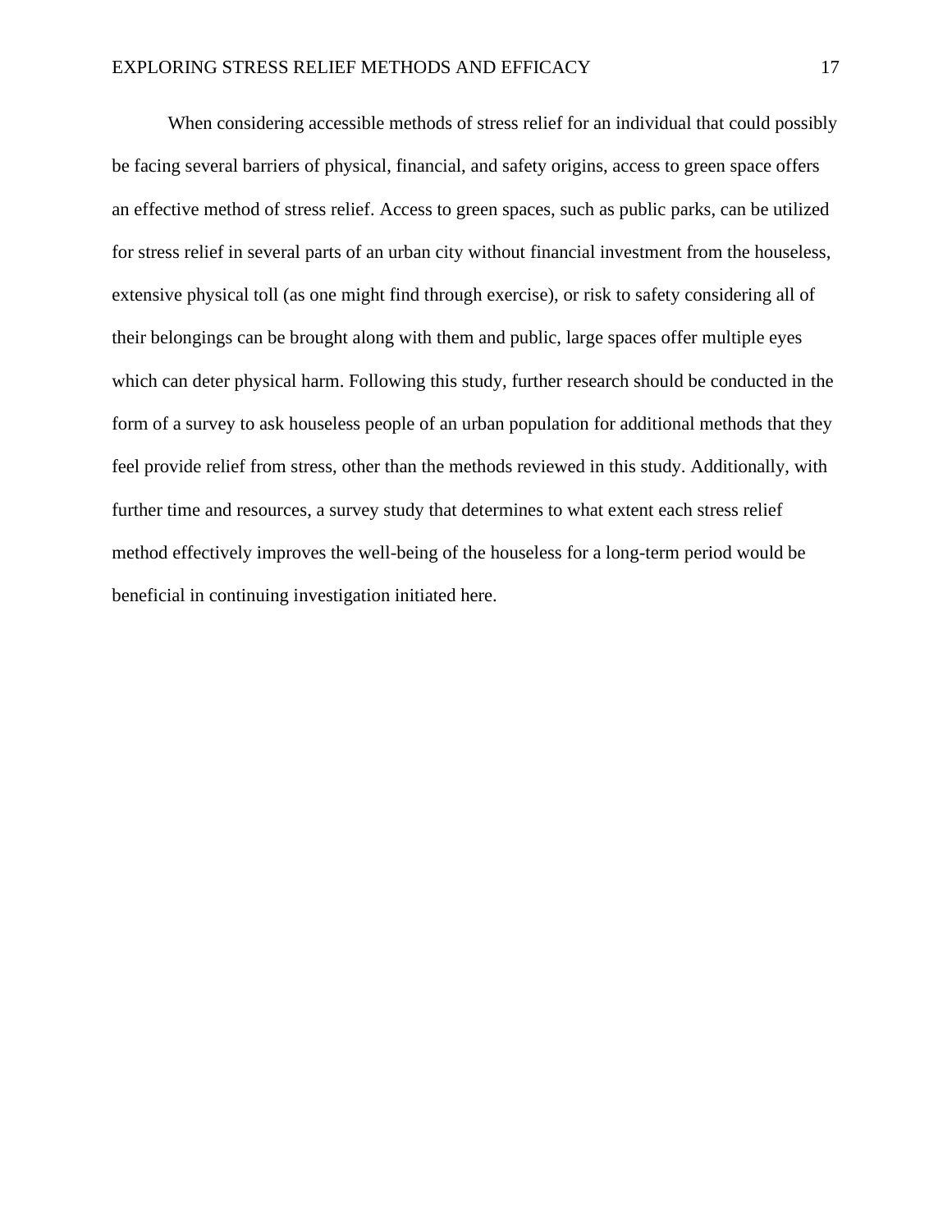When considering accessible methods of stress relief for an individual that could possibly be facing several barriers of physical, financial, and safety origins, access to green space offers an effective method of stress relief. Access to green spaces, such as public parks, can be utilized for stress relief in several parts of an urban city without financial investment from the houseless, extensive physical toll (as one might find through exercise), or risk to safety considering all of their belongings can be brought along with them and public, large spaces offer multiple eyes which can deter physical harm. Following this study, further research should be conducted in the form of a survey to ask houseless people of an urban population for additional methods that they feel provide relief from stress, other than the methods reviewed in this study. Additionally, with further time and resources, a survey study that determines to what extent each stress relief method effectively improves the well-being of the houseless for a long-term period would be beneficial in continuing investigation initiated here.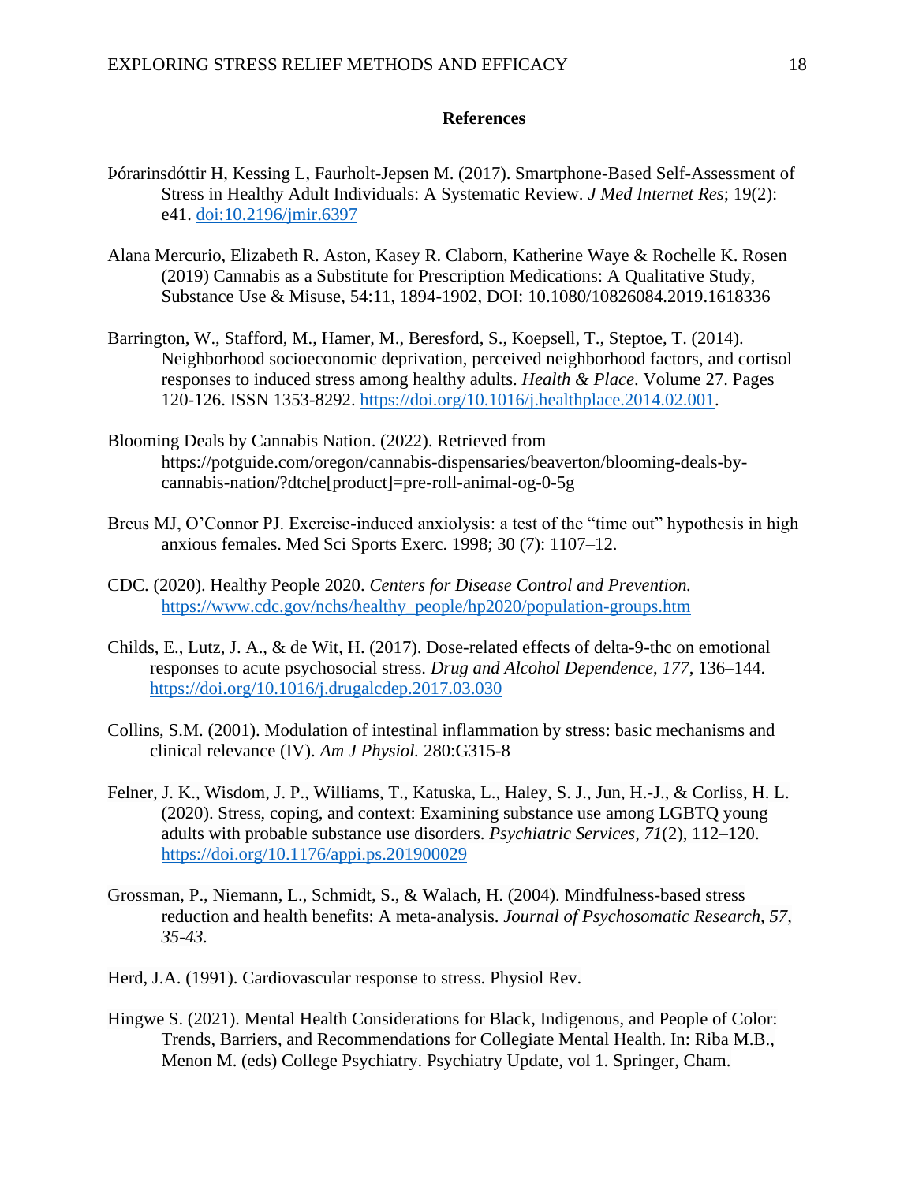## References

Þórarinsdóttir H, Kessing L, Faurholt-Jepsen M. (2017). Smartphone-Based Self-Assessment of Stress in Healthy Adult Individuals: A Systematic Review. *J Med Internet Res*; 19(2): e41. doi:10.2196/jmir.6397

Alana Mercurio, Elizabeth R. Aston, Kasey R. Claborn, Katherine Waye & Rochelle K. Rosen (2019) Cannabis as a Substitute for Prescription Medications: A Qualitative Study, Substance Use & Misuse, 54:11, 1894-1902, DOI: 10.1080/10826084.2019.1618336

Barrington, W., Stafford, M., Hamer, M., Beresford, S., Koepsell, T., Steptoe, T. (2014). Neighborhood socioeconomic deprivation, perceived neighborhood factors, and cortisol responses to induced stress among healthy adults. *Health & Place*. Volume 27. Pages 120-126. ISSN 1353-8292. https://doi.org/10.1016/j.healthplace.2014.02.001.

Blooming Deals by Cannabis Nation. (2022). Retrieved from https://potguide.com/oregon/cannabis-dispensaries/beaverton/blooming-deals-by-cannabis-nation/?dtche[product]=pre-roll-animal-og-0-5g

Breus MJ, O'Connor PJ. Exercise-induced anxiolysis: a test of the "time out" hypothesis in high anxious females. Med Sci Sports Exerc. 1998; 30 (7): 1107–12.

CDC. (2020). Healthy People 2020. *Centers for Disease Control and Prevention.* https://www.cdc.gov/nchs/healthy_people/hp2020/population-groups.htm

Childs, E., Lutz, J. A., & de Wit, H. (2017). Dose-related effects of delta-9-thc on emotional responses to acute psychosocial stress. *Drug and Alcohol Dependence*, *177*, 136–144. https://doi.org/10.1016/j.drugalcdep.2017.03.030

Collins, S.M. (2001). Modulation of intestinal inflammation by stress: basic mechanisms and clinical relevance (IV). *Am J Physiol.* 280:G315-8

Felner, J. K., Wisdom, J. P., Williams, T., Katuska, L., Haley, S. J., Jun, H.-J., & Corliss, H. L. (2020). Stress, coping, and context: Examining substance use among LGBTQ young adults with probable substance use disorders. *Psychiatric Services*, *71*(2), 112–120. https://doi.org/10.1176/appi.ps.201900029

Grossman, P., Niemann, L., Schmidt, S., & Walach, H. (2004). Mindfulness-based stress reduction and health benefits: A meta-analysis. *Journal of Psychosomatic Research, 57, 35-43.*

Herd, J.A. (1991). Cardiovascular response to stress. Physiol Rev.

Hingwe S. (2021). Mental Health Considerations for Black, Indigenous, and People of Color: Trends, Barriers, and Recommendations for Collegiate Mental Health. In: Riba M.B., Menon M. (eds) College Psychiatry. Psychiatry Update, vol 1. Springer, Cham.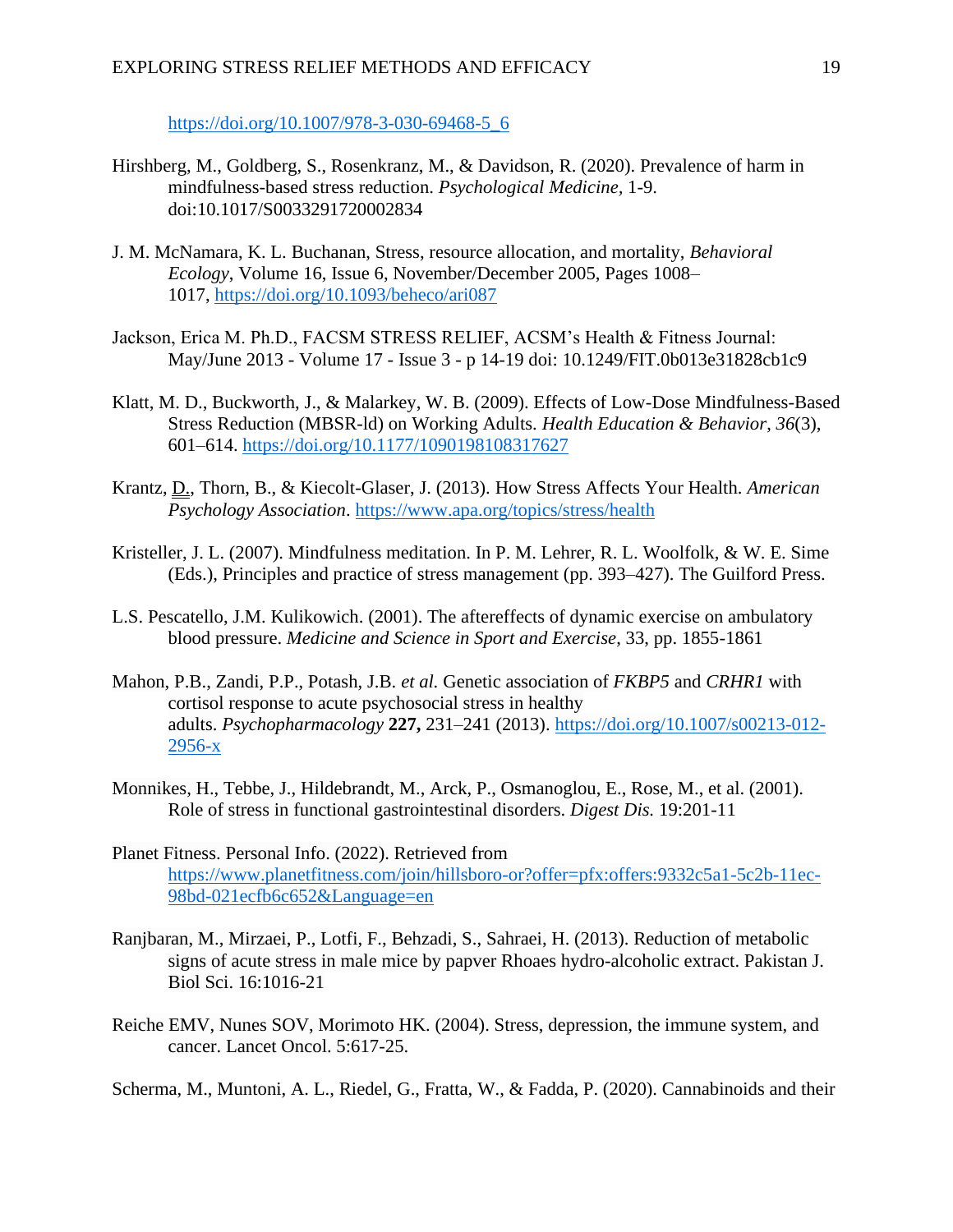https://doi.org/10.1007/978-3-030-69468-5_6

Hirshberg, M., Goldberg, S., Rosenkranz, M., & Davidson, R. (2020). Prevalence of harm in mindfulness-based stress reduction. *Psychological Medicine,* 1-9. doi:10.1017/S0033291720002834

J. M. McNamara, K. L. Buchanan, Stress, resource allocation, and mortality, *Behavioral Ecology*, Volume 16, Issue 6, November/December 2005, Pages 1008–1017, https://doi.org/10.1093/beheco/ari087

Jackson, Erica M. Ph.D., FACSM STRESS RELIEF, ACSM's Health & Fitness Journal: May/June 2013 - Volume 17 - Issue 3 - p 14-19 doi: 10.1249/FIT.0b013e31828cb1c9

Klatt, M. D., Buckworth, J., & Malarkey, W. B. (2009). Effects of Low-Dose Mindfulness-Based Stress Reduction (MBSR-ld) on Working Adults. *Health Education & Behavior*, *36*(3), 601–614. https://doi.org/10.1177/1090198108317627

Krantz, D., Thorn, B., & Kiecolt-Glaser, J. (2013). How Stress Affects Your Health. *American Psychology Association*. https://www.apa.org/topics/stress/health

Kristeller, J. L. (2007). Mindfulness meditation. In P. M. Lehrer, R. L. Woolfolk, & W. E. Sime (Eds.), Principles and practice of stress management (pp. 393–427). The Guilford Press.

L.S. Pescatello, J.M. Kulikowich. (2001). The aftereffects of dynamic exercise on ambulatory blood pressure. *Medicine and Science in Sport and Exercise*, 33, pp. 1855-1861

Mahon, P.B., Zandi, P.P., Potash, J.B. *et al.* Genetic association of *FKBP5* and *CRHR1* with cortisol response to acute psychosocial stress in healthy adults. *Psychopharmacology* **227,** 231–241 (2013). https://doi.org/10.1007/s00213-012-2956-x

Monnikes, H., Tebbe, J., Hildebrandt, M., Arck, P., Osmanoglou, E., Rose, M., et al. (2001). Role of stress in functional gastrointestinal disorders. *Digest Dis.* 19:201-11

Planet Fitness. Personal Info. (2022). Retrieved from https://www.planetfitness.com/join/hillsboro-or?offer=pfx:offers:9332c5a1-5c2b-11ec-98bd-021ecfb6c652&Language=en

Ranjbaran, M., Mirzaei, P., Lotfi, F., Behzadi, S., Sahraei, H. (2013). Reduction of metabolic signs of acute stress in male mice by papver Rhoaes hydro-alcoholic extract. Pakistan J. Biol Sci. 16:1016-21

Reiche EMV, Nunes SOV, Morimoto HK. (2004). Stress, depression, the immune system, and cancer. Lancet Oncol. 5:617-25.

Scherma, M., Muntoni, A. L., Riedel, G., Fratta, W., & Fadda, P. (2020). Cannabinoids and their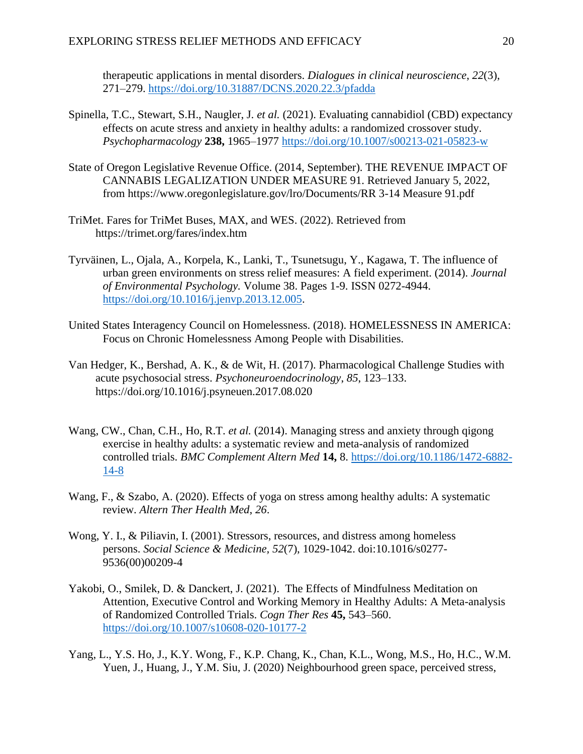therapeutic applications in mental disorders. *Dialogues in clinical neuroscience*, *22*(3), 271–279. https://doi.org/10.31887/DCNS.2020.22.3/pfadda

Spinella, T.C., Stewart, S.H., Naugler, J. *et al.* (2021). Evaluating cannabidiol (CBD) expectancy effects on acute stress and anxiety in healthy adults: a randomized crossover study. *Psychopharmacology* **238,** 1965–1977 https://doi.org/10.1007/s00213-021-05823-w

State of Oregon Legislative Revenue Office. (2014, September). THE REVENUE IMPACT OF CANNABIS LEGALIZATION UNDER MEASURE 91. Retrieved January 5, 2022, from https://www.oregonlegislature.gov/lro/Documents/RR 3-14 Measure 91.pdf

TriMet. Fares for TriMet Buses, MAX, and WES. (2022). Retrieved from https://trimet.org/fares/index.htm

Tyrväinen, L., Ojala, A., Korpela, K., Lanki, T., Tsunetsugu, Y., Kagawa, T. The influence of urban green environments on stress relief measures: A field experiment. (2014). *Journal of Environmental Psychology.* Volume 38. Pages 1-9. ISSN 0272-4944. https://doi.org/10.1016/j.jenvp.2013.12.005.

United States Interagency Council on Homelessness. (2018). HOMELESSNESS IN AMERICA: Focus on Chronic Homelessness Among People with Disabilities.

Van Hedger, K., Bershad, A. K., & de Wit, H. (2017). Pharmacological Challenge Studies with acute psychosocial stress. *Psychoneuroendocrinology*, *85*, 123–133. https://doi.org/10.1016/j.psyneuen.2017.08.020

Wang, CW., Chan, C.H., Ho, R.T. *et al.* (2014). Managing stress and anxiety through qigong exercise in healthy adults: a systematic review and meta-analysis of randomized controlled trials. *BMC Complement Altern Med* **14,** 8. https://doi.org/10.1186/1472-6882-14-8

Wang, F., & Szabo, A. (2020). Effects of yoga on stress among healthy adults: A systematic review. *Altern Ther Health Med, 26*.

Wong, Y. I., & Piliavin, I. (2001). Stressors, resources, and distress among homeless persons. *Social Science & Medicine, 52*(7), 1029-1042. doi:10.1016/s0277-9536(00)00209-4

Yakobi, O., Smilek, D. & Danckert, J. (2021). The Effects of Mindfulness Meditation on Attention, Executive Control and Working Memory in Healthy Adults: A Meta-analysis of Randomized Controlled Trials. *Cogn Ther Res* **45,** 543–560. https://doi.org/10.1007/s10608-020-10177-2

Yang, L., Y.S. Ho, J., K.Y. Wong, F., K.P. Chang, K., Chan, K.L., Wong, M.S., Ho, H.C., W.M. Yuen, J., Huang, J., Y.M. Siu, J. (2020) Neighbourhood green space, perceived stress,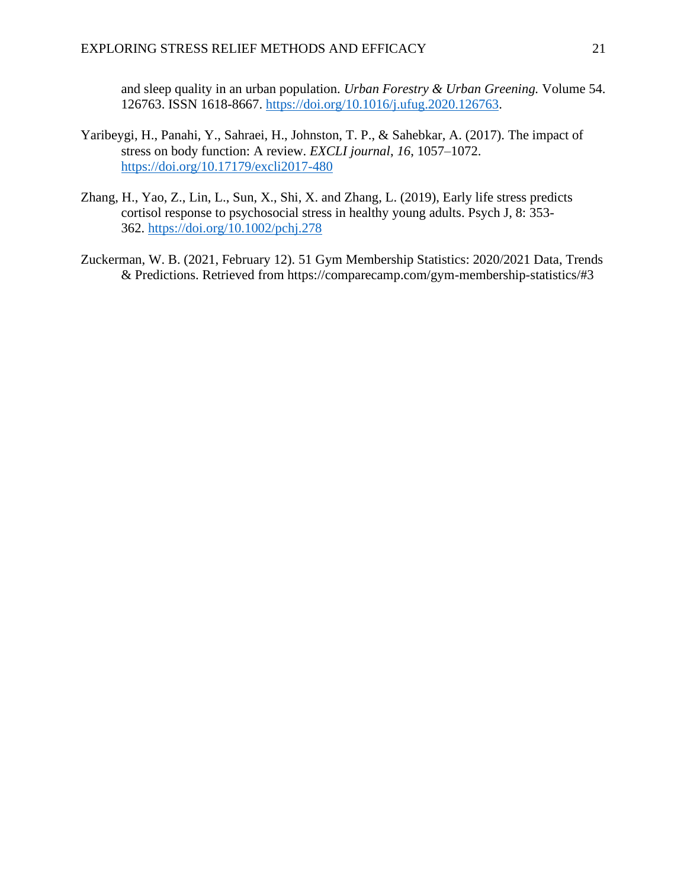and sleep quality in an urban population. *Urban Forestry & Urban Greening.* Volume 54. 126763. ISSN 1618-8667. https://doi.org/10.1016/j.ufug.2020.126763.

Yaribeygi, H., Panahi, Y., Sahraei, H., Johnston, T. P., & Sahebkar, A. (2017). The impact of stress on body function: A review. *EXCLI journal*, *16*, 1057–1072. https://doi.org/10.17179/excli2017-480

Zhang, H., Yao, Z., Lin, L., Sun, X., Shi, X. and Zhang, L. (2019), Early life stress predicts cortisol response to psychosocial stress in healthy young adults. Psych J, 8: 353-362. https://doi.org/10.1002/pchj.278

Zuckerman, W. B. (2021, February 12). 51 Gym Membership Statistics: 2020/2021 Data, Trends & Predictions. Retrieved from https://comparecamp.com/gym-membership-statistics/#3